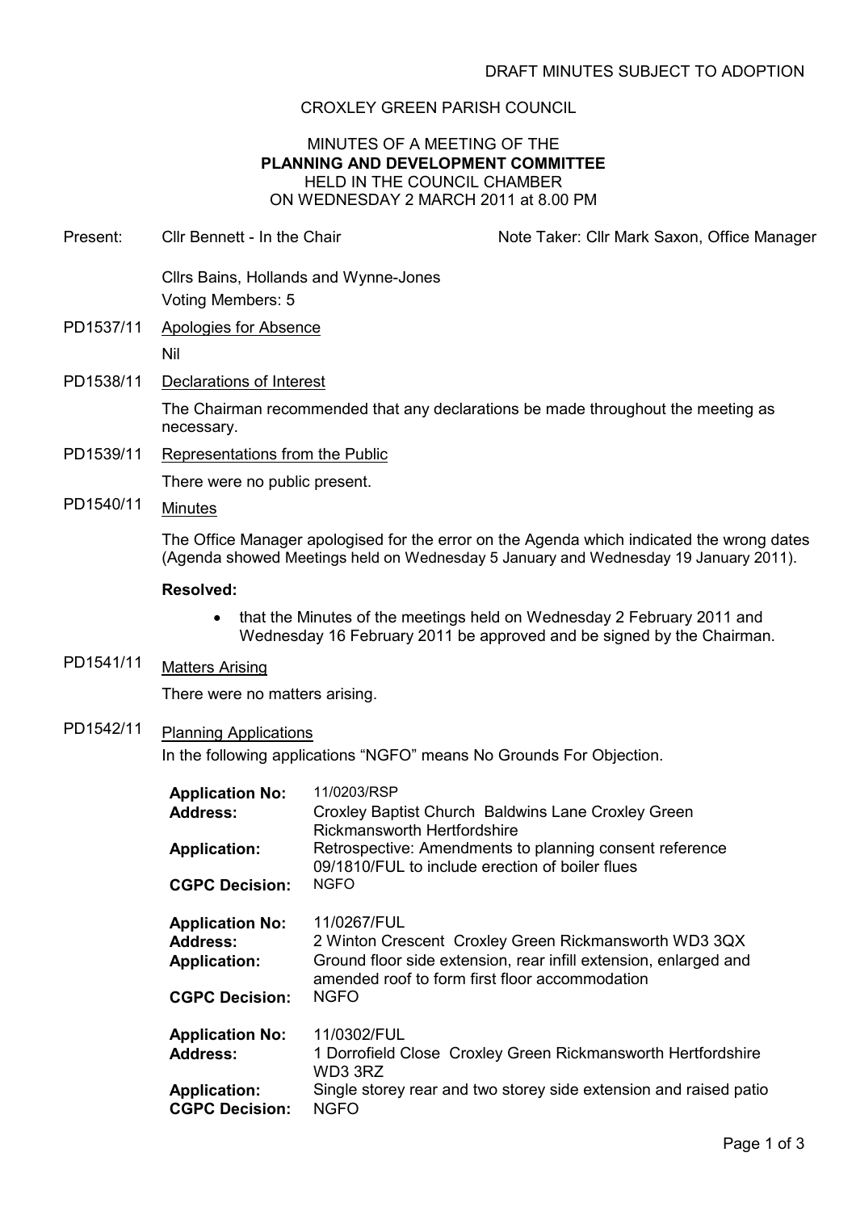DRAFT MINUTES SUBJECT TO ADOPTION

CROXLEY GREEN PARISH COUNCIL

MINUTES OF A MEETING OF THE
**PLANNING AND DEVELOPMENT COMMITTEE**
HELD IN THE COUNCIL CHAMBER
ON WEDNESDAY 2 MARCH 2011 at 8.00 PM

Present: Cllr Bennett - In the Chair    Note Taker: Cllr Mark Saxon, Office Manager

Cllrs Bains, Hollands and Wynne-Jones
Voting Members: 5

PD1537/11 Apologies for Absence

Nil

PD1538/11 Declarations of Interest

The Chairman recommended that any declarations be made throughout the meeting as necessary.

PD1539/11 Representations from the Public

There were no public present.

PD1540/11 Minutes

The Office Manager apologised for the error on the Agenda which indicated the wrong dates (Agenda showed Meetings held on Wednesday 5 January and Wednesday 19 January 2011).

**Resolved:**

- that the Minutes of the meetings held on Wednesday 2 February 2011 and Wednesday 16 February 2011 be approved and be signed by the Chairman.

PD1541/11 Matters Arising

There were no matters arising.

PD1542/11 Planning Applications

In the following applications "NGFO" means No Grounds For Objection.

**Application No:** 11/0203/RSP
**Address:** Croxley Baptist Church Baldwins Lane Croxley Green Rickmansworth Hertfordshire
**Application:** Retrospective: Amendments to planning consent reference 09/1810/FUL to include erection of boiler flues
**CGPC Decision:** NGFO

**Application No:** 11/0267/FUL
**Address:** 2 Winton Crescent Croxley Green Rickmansworth WD3 3QX
**Application:** Ground floor side extension, rear infill extension, enlarged and amended roof to form first floor accommodation
**CGPC Decision:** NGFO

**Application No:** 11/0302/FUL
**Address:** 1 Dorrofield Close Croxley Green Rickmansworth Hertfordshire WD3 3RZ
**Application:** Single storey rear and two storey side extension and raised patio
**CGPC Decision:** NGFO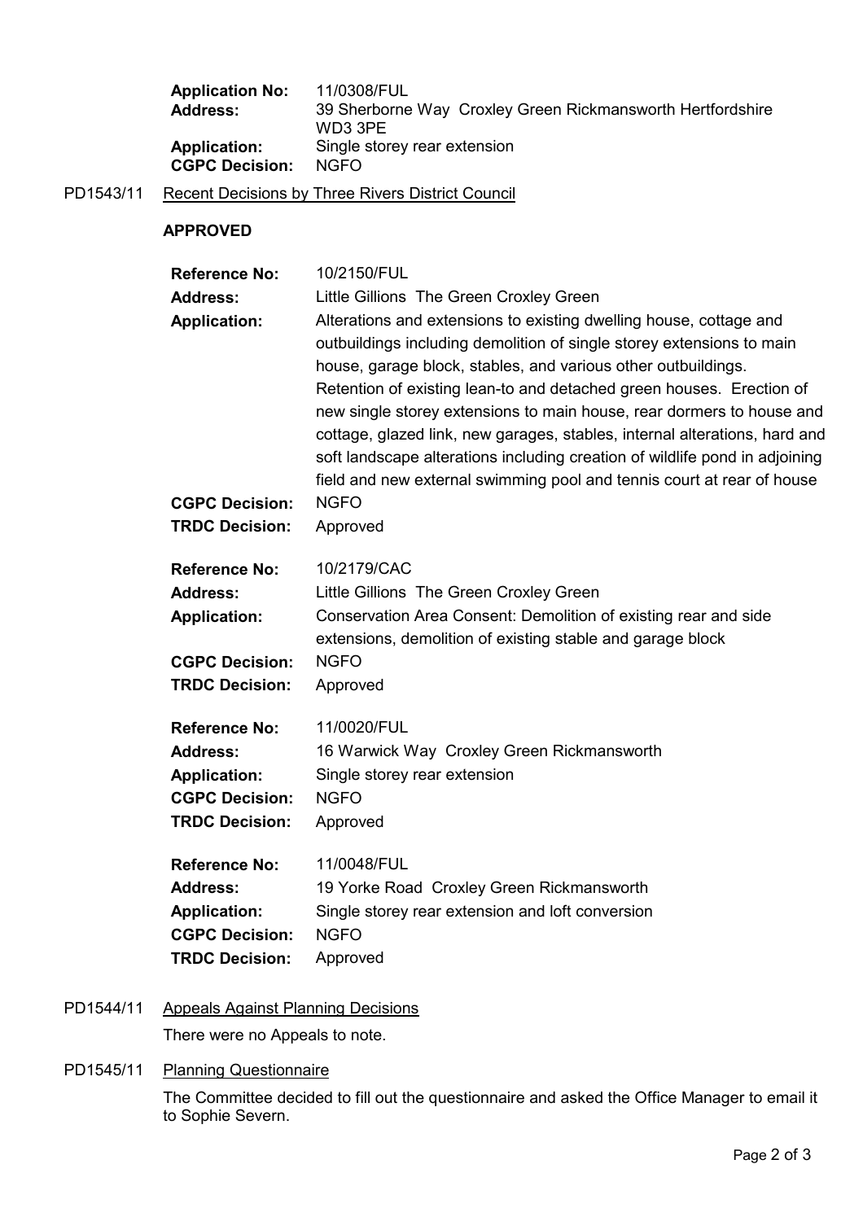**Application No:** 11/0308/FUL
**Address:** 39 Sherborne Way Croxley Green Rickmansworth Hertfordshire WD3 3PE
**Application:** Single storey rear extension
**CGPC Decision:** NGFO

PD1543/11 Recent Decisions by Three Rivers District Council

**APPROVED**

**Reference No:** 10/2150/FUL
**Address:** Little Gillions The Green Croxley Green
**Application:** Alterations and extensions to existing dwelling house, cottage and outbuildings including demolition of single storey extensions to main house, garage block, stables, and various other outbuildings. Retention of existing lean-to and detached green houses. Erection of new single storey extensions to main house, rear dormers to house and cottage, glazed link, new garages, stables, internal alterations, hard and soft landscape alterations including creation of wildlife pond in adjoining field and new external swimming pool and tennis court at rear of house
**CGPC Decision:** NGFO
**TRDC Decision:** Approved

**Reference No:** 10/2179/CAC
**Address:** Little Gillions The Green Croxley Green
**Application:** Conservation Area Consent: Demolition of existing rear and side extensions, demolition of existing stable and garage block
**CGPC Decision:** NGFO
**TRDC Decision:** Approved

**Reference No:** 11/0020/FUL
**Address:** 16 Warwick Way Croxley Green Rickmansworth
**Application:** Single storey rear extension
**CGPC Decision:** NGFO
**TRDC Decision:** Approved

**Reference No:** 11/0048/FUL
**Address:** 19 Yorke Road Croxley Green Rickmansworth
**Application:** Single storey rear extension and loft conversion
**CGPC Decision:** NGFO
**TRDC Decision:** Approved

PD1544/11 Appeals Against Planning Decisions

There were no Appeals to note.

PD1545/11 Planning Questionnaire

The Committee decided to fill out the questionnaire and asked the Office Manager to email it to Sophie Severn.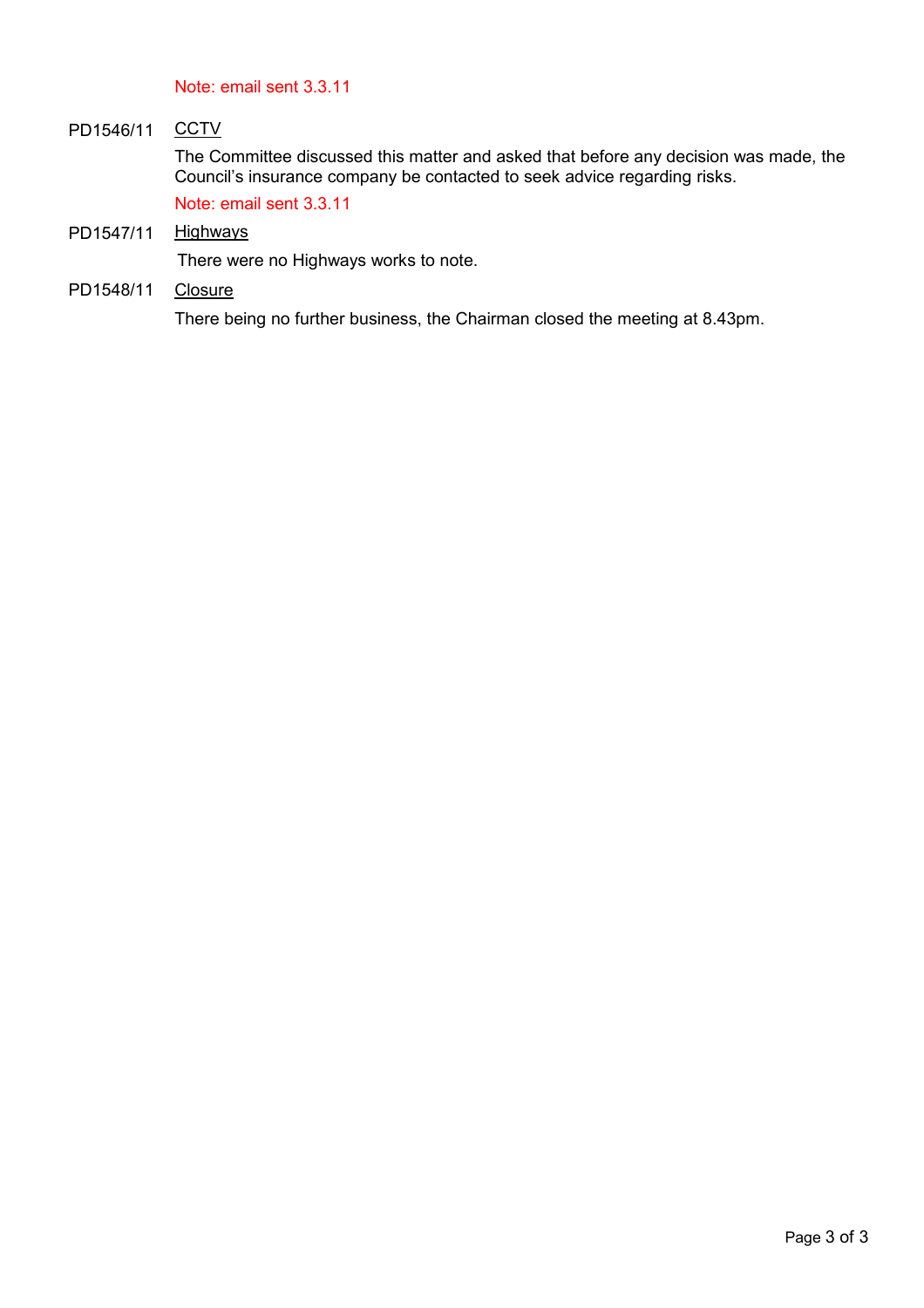Note: email sent 3.3.11

PD1546/11 <u>CCTV</u>

The Committee discussed this matter and asked that before any decision was made, the Council's insurance company be contacted to seek advice regarding risks.

Note: email sent 3.3.11

PD1547/11 <u>Highways</u>

There were no Highways works to note.

PD1548/11 <u>Closure</u>

There being no further business, the Chairman closed the meeting at 8.43pm.